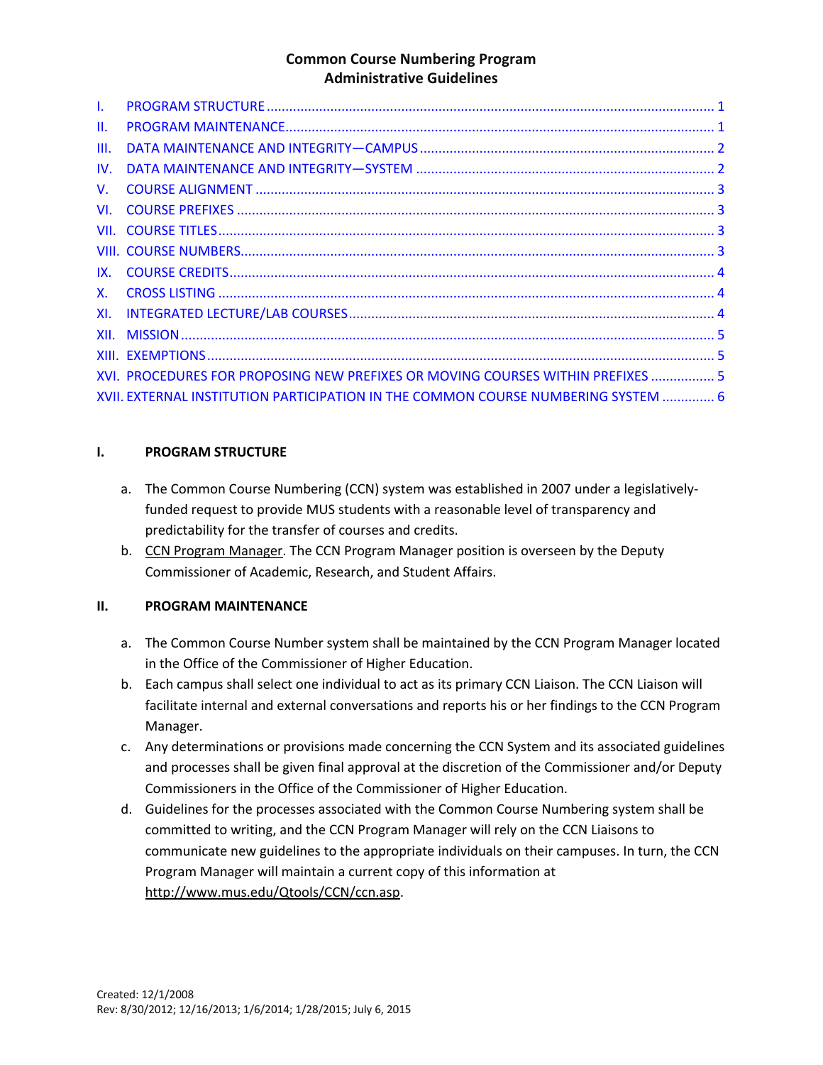# Common Course Numbering Program
## Administrative Guidelines

- I. PROGRAM STRUCTURE ........ 1
- II. PROGRAM MAINTENANCE ........ 1
- III. DATA MAINTENANCE AND INTEGRITY—CAMPUS ........ 2
- IV. DATA MAINTENANCE AND INTEGRITY—SYSTEM ........ 2
- V. COURSE ALIGNMENT ........ 3
- VI. COURSE PREFIXES ........ 3
- VII. COURSE TITLES ........ 3
- VIII. COURSE NUMBERS ........ 3
- IX. COURSE CREDITS ........ 4
- X. CROSS LISTING ........ 4
- XI. INTEGRATED LECTURE/LAB COURSES ........ 4
- XII. MISSION ........ 5
- XIII. EXEMPTIONS ........ 5
- XVI. PROCEDURES FOR PROPOSING NEW PREFIXES OR MOVING COURSES WITHIN PREFIXES ........ 5
- XVII. EXTERNAL INSTITUTION PARTICIPATION IN THE COMMON COURSE NUMBERING SYSTEM ........ 6

### I. PROGRAM STRUCTURE

a. The Common Course Numbering (CCN) system was established in 2007 under a legislatively-funded request to provide MUS students with a reasonable level of transparency and predictability for the transfer of courses and credits.

b. CCN Program Manager. The CCN Program Manager position is overseen by the Deputy Commissioner of Academic, Research, and Student Affairs.

### II. PROGRAM MAINTENANCE

a. The Common Course Number system shall be maintained by the CCN Program Manager located in the Office of the Commissioner of Higher Education.

b. Each campus shall select one individual to act as its primary CCN Liaison. The CCN Liaison will facilitate internal and external conversations and reports his or her findings to the CCN Program Manager.

c. Any determinations or provisions made concerning the CCN System and its associated guidelines and processes shall be given final approval at the discretion of the Commissioner and/or Deputy Commissioners in the Office of the Commissioner of Higher Education.

d. Guidelines for the processes associated with the Common Course Numbering system shall be committed to writing, and the CCN Program Manager will rely on the CCN Liaisons to communicate new guidelines to the appropriate individuals on their campuses. In turn, the CCN Program Manager will maintain a current copy of this information at http://www.mus.edu/Qtools/CCN/ccn.asp.

Created: 12/1/2008
Rev: 8/30/2012; 12/16/2013; 1/6/2014; 1/28/2015; July 6, 2015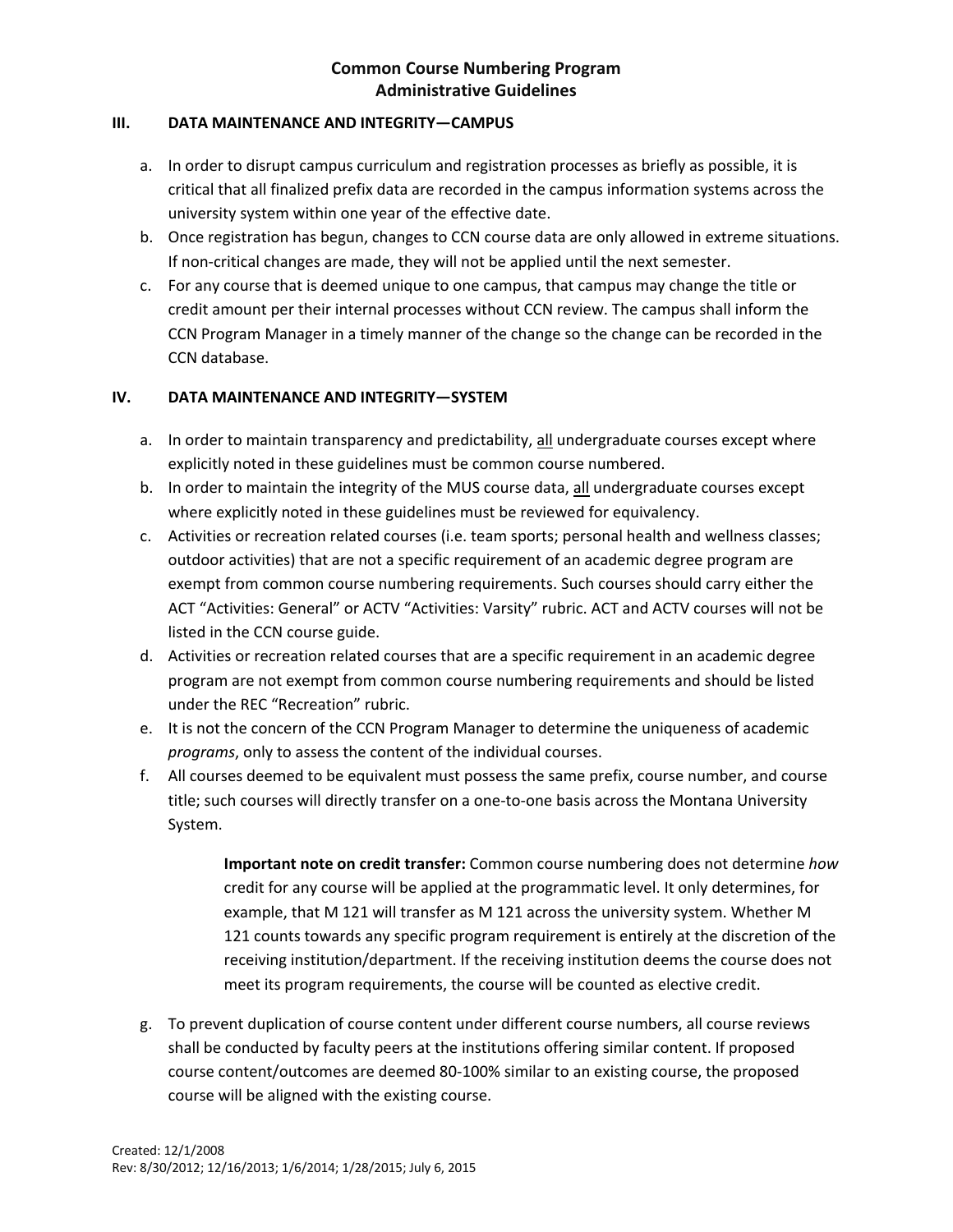## III. DATA MAINTENANCE AND INTEGRITY—CAMPUS

a. In order to disrupt campus curriculum and registration processes as briefly as possible, it is critical that all finalized prefix data are recorded in the campus information systems across the university system within one year of the effective date.

b. Once registration has begun, changes to CCN course data are only allowed in extreme situations. If non-critical changes are made, they will not be applied until the next semester.

c. For any course that is deemed unique to one campus, that campus may change the title or credit amount per their internal processes without CCN review. The campus shall inform the CCN Program Manager in a timely manner of the change so the change can be recorded in the CCN database.

## IV. DATA MAINTENANCE AND INTEGRITY—SYSTEM

a. In order to maintain transparency and predictability, all undergraduate courses except where explicitly noted in these guidelines must be common course numbered.

b. In order to maintain the integrity of the MUS course data, all undergraduate courses except where explicitly noted in these guidelines must be reviewed for equivalency.

c. Activities or recreation related courses (i.e. team sports; personal health and wellness classes; outdoor activities) that are not a specific requirement of an academic degree program are exempt from common course numbering requirements. Such courses should carry either the ACT "Activities: General" or ACTV "Activities: Varsity" rubric. ACT and ACTV courses will not be listed in the CCN course guide.

d. Activities or recreation related courses that are a specific requirement in an academic degree program are not exempt from common course numbering requirements and should be listed under the REC "Recreation" rubric.

e. It is not the concern of the CCN Program Manager to determine the uniqueness of academic *programs*, only to assess the content of the individual courses.

f. All courses deemed to be equivalent must possess the same prefix, course number, and course title; such courses will directly transfer on a one-to-one basis across the Montana University System.

> **Important note on credit transfer:** Common course numbering does not determine *how* credit for any course will be applied at the programmatic level. It only determines, for example, that M 121 will transfer as M 121 across the university system. Whether M 121 counts towards any specific program requirement is entirely at the discretion of the receiving institution/department. If the receiving institution deems the course does not meet its program requirements, the course will be counted as elective credit.

g. To prevent duplication of course content under different course numbers, all course reviews shall be conducted by faculty peers at the institutions offering similar content. If proposed course content/outcomes are deemed 80-100% similar to an existing course, the proposed course will be aligned with the existing course.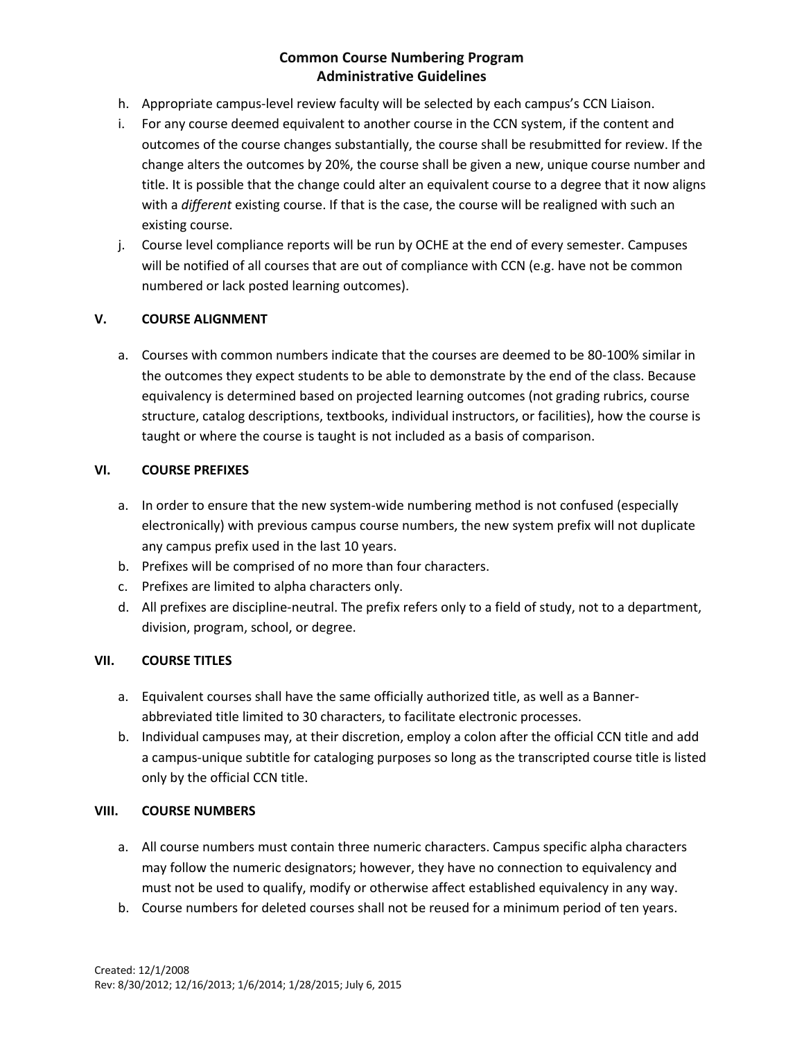h. Appropriate campus-level review faculty will be selected by each campus's CCN Liaison.
i. For any course deemed equivalent to another course in the CCN system, if the content and outcomes of the course changes substantially, the course shall be resubmitted for review. If the change alters the outcomes by 20%, the course shall be given a new, unique course number and title. It is possible that the change could alter an equivalent course to a degree that it now aligns with a *different* existing course. If that is the case, the course will be realigned with such an existing course.
j. Course level compliance reports will be run by OCHE at the end of every semester. Campuses will be notified of all courses that are out of compliance with CCN (e.g. have not be common numbered or lack posted learning outcomes).

## V. COURSE ALIGNMENT

a. Courses with common numbers indicate that the courses are deemed to be 80-100% similar in the outcomes they expect students to be able to demonstrate by the end of the class. Because equivalency is determined based on projected learning outcomes (not grading rubrics, course structure, catalog descriptions, textbooks, individual instructors, or facilities), how the course is taught or where the course is taught is not included as a basis of comparison.

## VI. COURSE PREFIXES

a. In order to ensure that the new system-wide numbering method is not confused (especially electronically) with previous campus course numbers, the new system prefix will not duplicate any campus prefix used in the last 10 years.
b. Prefixes will be comprised of no more than four characters.
c. Prefixes are limited to alpha characters only.
d. All prefixes are discipline-neutral. The prefix refers only to a field of study, not to a department, division, program, school, or degree.

## VII. COURSE TITLES

a. Equivalent courses shall have the same officially authorized title, as well as a Banner-abbreviated title limited to 30 characters, to facilitate electronic processes.
b. Individual campuses may, at their discretion, employ a colon after the official CCN title and add a campus-unique subtitle for cataloging purposes so long as the transcripted course title is listed only by the official CCN title.

## VIII. COURSE NUMBERS

a. All course numbers must contain three numeric characters. Campus specific alpha characters may follow the numeric designators; however, they have no connection to equivalency and must not be used to qualify, modify or otherwise affect established equivalency in any way.
b. Course numbers for deleted courses shall not be reused for a minimum period of ten years.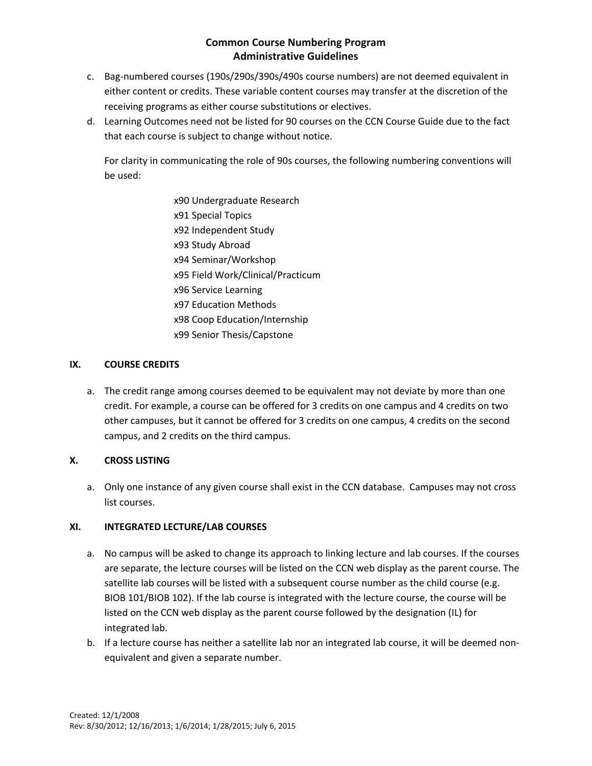c. Bag-numbered courses (190s/290s/390s/490s course numbers) are not deemed equivalent in either content or credits. These variable content courses may transfer at the discretion of the receiving programs as either course substitutions or electives.

d. Learning Outcomes need not be listed for 90 courses on the CCN Course Guide due to the fact that each course is subject to change without notice.

   For clarity in communicating the role of 90s courses, the following numbering conventions will be used:

   x90 Undergraduate Research
   x91 Special Topics
   x92 Independent Study
   x93 Study Abroad
   x94 Seminar/Workshop
   x95 Field Work/Clinical/Practicum
   x96 Service Learning
   x97 Education Methods
   x98 Coop Education/Internship
   x99 Senior Thesis/Capstone

## IX. COURSE CREDITS

a. The credit range among courses deemed to be equivalent may not deviate by more than one credit. For example, a course can be offered for 3 credits on one campus and 4 credits on two other campuses, but it cannot be offered for 3 credits on one campus, 4 credits on the second campus, and 2 credits on the third campus.

## X. CROSS LISTING

a. Only one instance of any given course shall exist in the CCN database. Campuses may not cross list courses.

## XI. INTEGRATED LECTURE/LAB COURSES

a. No campus will be asked to change its approach to linking lecture and lab courses. If the courses are separate, the lecture courses will be listed on the CCN web display as the parent course. The satellite lab courses will be listed with a subsequent course number as the child course (e.g. BIOB 101/BIOB 102). If the lab course is integrated with the lecture course, the course will be listed on the CCN web display as the parent course followed by the designation (IL) for integrated lab.

b. If a lecture course has neither a satellite lab nor an integrated lab course, it will be deemed non-equivalent and given a separate number.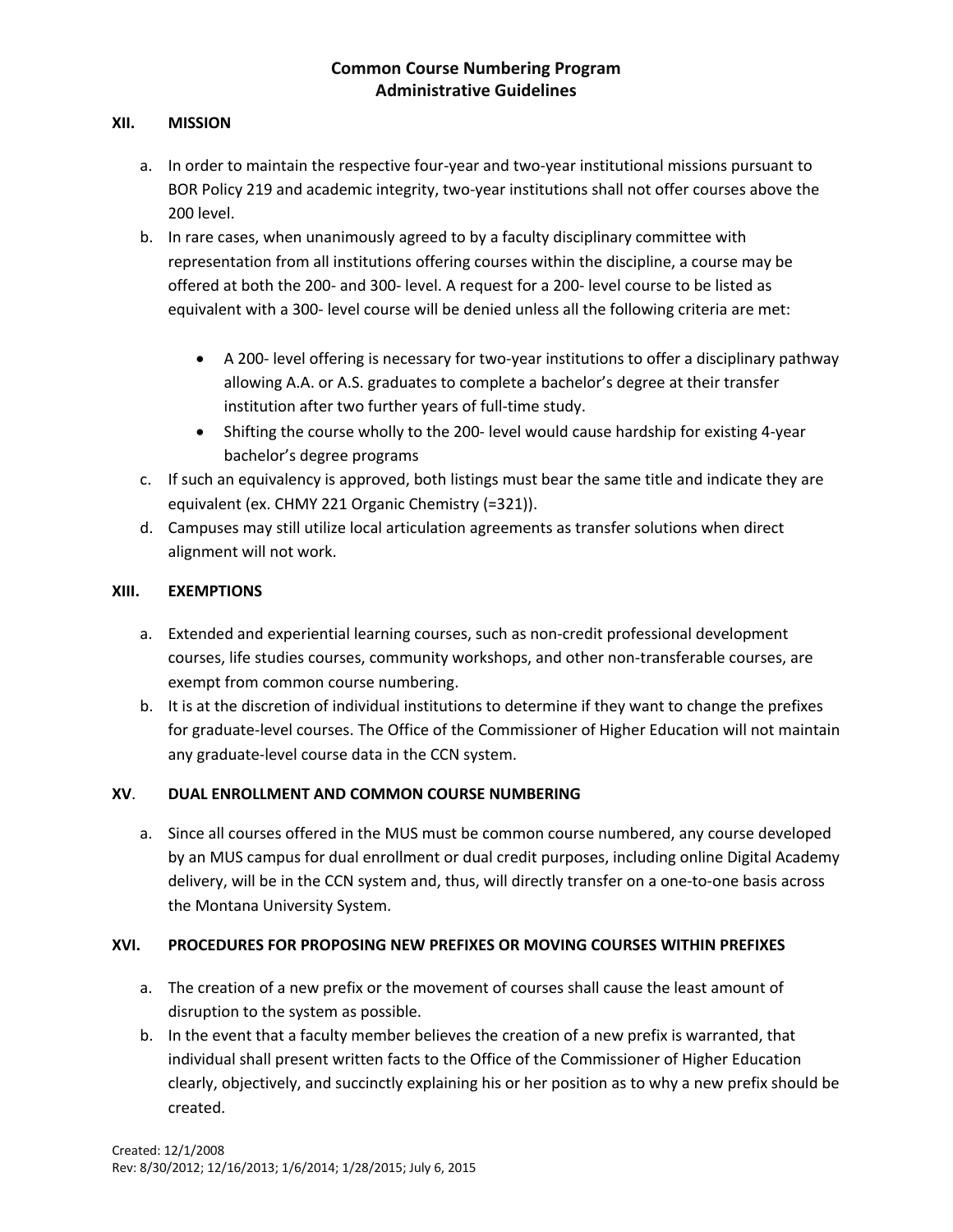# Common Course Numbering Program
# Administrative Guidelines

## XII. MISSION

a. In order to maintain the respective four-year and two-year institutional missions pursuant to BOR Policy 219 and academic integrity, two-year institutions shall not offer courses above the 200 level.

b. In rare cases, when unanimously agreed to by a faculty disciplinary committee with representation from all institutions offering courses within the discipline, a course may be offered at both the 200- and 300- level. A request for a 200- level course to be listed as equivalent with a 300- level course will be denied unless all the following criteria are met:

   - A 200- level offering is necessary for two-year institutions to offer a disciplinary pathway allowing A.A. or A.S. graduates to complete a bachelor's degree at their transfer institution after two further years of full-time study.
   - Shifting the course wholly to the 200- level would cause hardship for existing 4-year bachelor's degree programs

c. If such an equivalency is approved, both listings must bear the same title and indicate they are equivalent (ex. CHMY 221 Organic Chemistry (=321)).

d. Campuses may still utilize local articulation agreements as transfer solutions when direct alignment will not work.

## XIII. EXEMPTIONS

a. Extended and experiential learning courses, such as non-credit professional development courses, life studies courses, community workshops, and other non-transferable courses, are exempt from common course numbering.

b. It is at the discretion of individual institutions to determine if they want to change the prefixes for graduate-level courses. The Office of the Commissioner of Higher Education will not maintain any graduate-level course data in the CCN system.

## XV. DUAL ENROLLMENT AND COMMON COURSE NUMBERING

a. Since all courses offered in the MUS must be common course numbered, any course developed by an MUS campus for dual enrollment or dual credit purposes, including online Digital Academy delivery, will be in the CCN system and, thus, will directly transfer on a one-to-one basis across the Montana University System.

## XVI. PROCEDURES FOR PROPOSING NEW PREFIXES OR MOVING COURSES WITHIN PREFIXES

a. The creation of a new prefix or the movement of courses shall cause the least amount of disruption to the system as possible.

b. In the event that a faculty member believes the creation of a new prefix is warranted, that individual shall present written facts to the Office of the Commissioner of Higher Education clearly, objectively, and succinctly explaining his or her position as to why a new prefix should be created.

Created: 12/1/2008
Rev: 8/30/2012; 12/16/2013; 1/6/2014; 1/28/2015; July 6, 2015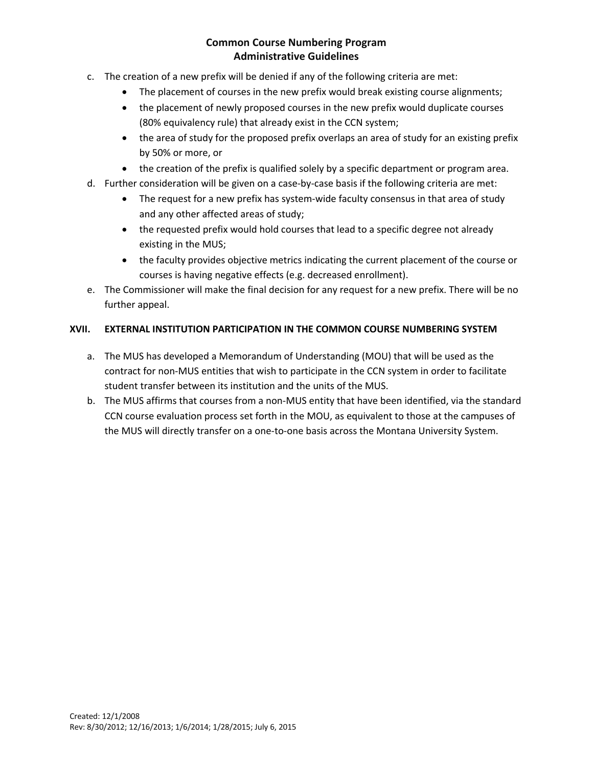c. The creation of a new prefix will be denied if any of the following criteria are met:
   - The placement of courses in the new prefix would break existing course alignments;
   - the placement of newly proposed courses in the new prefix would duplicate courses (80% equivalency rule) that already exist in the CCN system;
   - the area of study for the proposed prefix overlaps an area of study for an existing prefix by 50% or more, or
   - the creation of the prefix is qualified solely by a specific department or program area.

d. Further consideration will be given on a case-by-case basis if the following criteria are met:
   - The request for a new prefix has system-wide faculty consensus in that area of study and any other affected areas of study;
   - the requested prefix would hold courses that lead to a specific degree not already existing in the MUS;
   - the faculty provides objective metrics indicating the current placement of the course or courses is having negative effects (e.g. decreased enrollment).

e. The Commissioner will make the final decision for any request for a new prefix. There will be no further appeal.

## XVII. EXTERNAL INSTITUTION PARTICIPATION IN THE COMMON COURSE NUMBERING SYSTEM

a. The MUS has developed a Memorandum of Understanding (MOU) that will be used as the contract for non-MUS entities that wish to participate in the CCN system in order to facilitate student transfer between its institution and the units of the MUS.

b. The MUS affirms that courses from a non-MUS entity that have been identified, via the standard CCN course evaluation process set forth in the MOU, as equivalent to those at the campuses of the MUS will directly transfer on a one-to-one basis across the Montana University System.